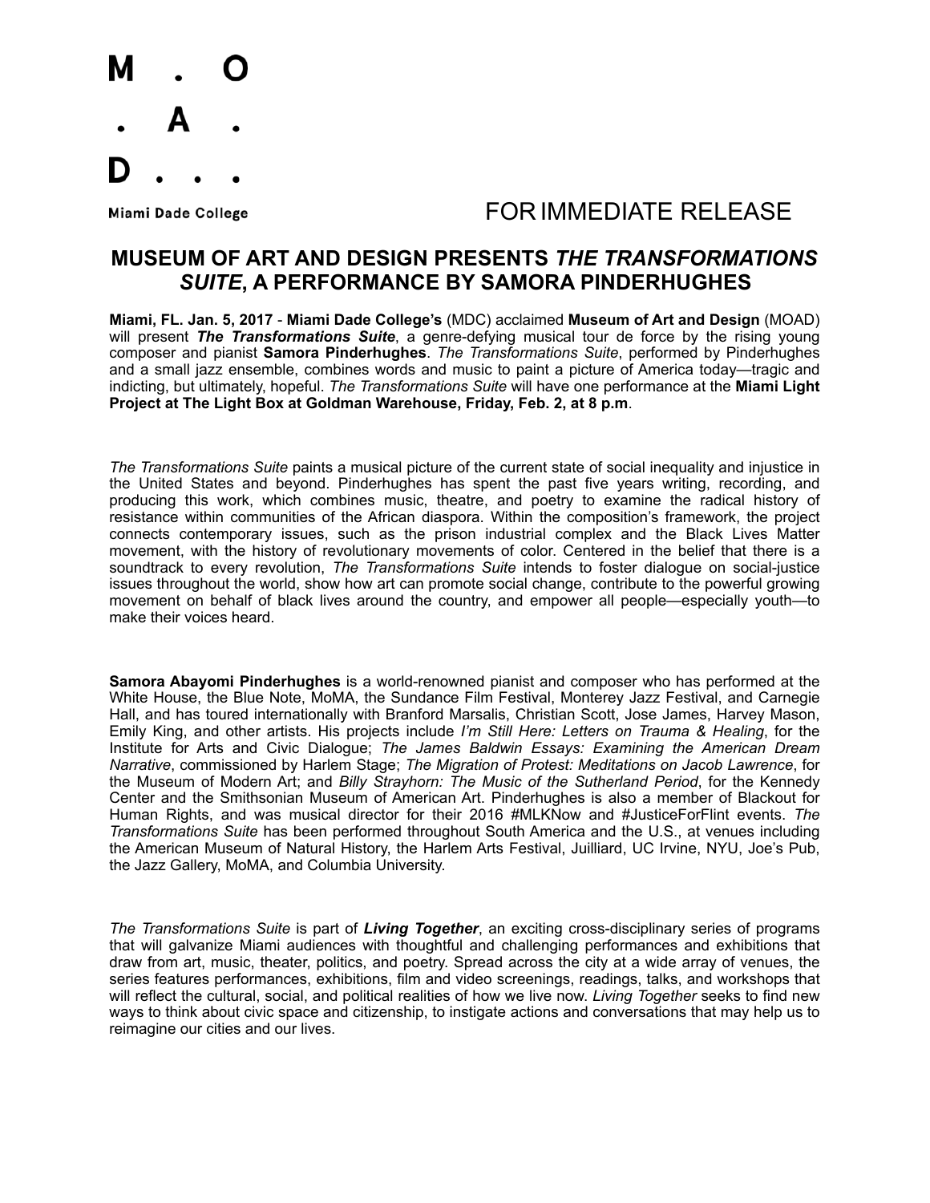M . O
. A .
D . . .

Miami Dade College

FOR IMMEDIATE RELEASE

# MUSEUM OF ART AND DESIGN PRESENTS *THE TRANSFORMATIONS SUITE*, A PERFORMANCE BY SAMORA PINDERHUGHES

**Miami, FL. Jan. 5, 2017** - **Miami Dade College's** (MDC) acclaimed **Museum of Art and Design** (MOAD) will present ***The Transformations Suite***, a genre-defying musical tour de force by the rising young composer and pianist **Samora Pinderhughes**. *The Transformations Suite*, performed by Pinderhughes and a small jazz ensemble, combines words and music to paint a picture of America today—tragic and indicting, but ultimately, hopeful. *The Transformations Suite* will have one performance at the **Miami Light Project at The Light Box at Goldman Warehouse, Friday, Feb. 2, at 8 p.m**.

*The Transformations Suite* paints a musical picture of the current state of social inequality and injustice in the United States and beyond. Pinderhughes has spent the past five years writing, recording, and producing this work, which combines music, theatre, and poetry to examine the radical history of resistance within communities of the African diaspora. Within the composition's framework, the project connects contemporary issues, such as the prison industrial complex and the Black Lives Matter movement, with the history of revolutionary movements of color. Centered in the belief that there is a soundtrack to every revolution, *The Transformations Suite* intends to foster dialogue on social-justice issues throughout the world, show how art can promote social change, contribute to the powerful growing movement on behalf of black lives around the country, and empower all people—especially youth—to make their voices heard.

**Samora Abayomi Pinderhughes** is a world-renowned pianist and composer who has performed at the White House, the Blue Note, MoMA, the Sundance Film Festival, Monterey Jazz Festival, and Carnegie Hall, and has toured internationally with Branford Marsalis, Christian Scott, Jose James, Harvey Mason, Emily King, and other artists. His projects include *I'm Still Here: Letters on Trauma & Healing*, for the Institute for Arts and Civic Dialogue; *The James Baldwin Essays: Examining the American Dream Narrative*, commissioned by Harlem Stage; *The Migration of Protest: Meditations on Jacob Lawrence*, for the Museum of Modern Art; and *Billy Strayhorn: The Music of the Sutherland Period*, for the Kennedy Center and the Smithsonian Museum of American Art. Pinderhughes is also a member of Blackout for Human Rights, and was musical director for their 2016 #MLKNow and #JusticeForFlint events. *The Transformations Suite* has been performed throughout South America and the U.S., at venues including the American Museum of Natural History, the Harlem Arts Festival, Juilliard, UC Irvine, NYU, Joe's Pub, the Jazz Gallery, MoMA, and Columbia University.

*The Transformations Suite* is part of ***Living Together***, an exciting cross-disciplinary series of programs that will galvanize Miami audiences with thoughtful and challenging performances and exhibitions that draw from art, music, theater, politics, and poetry. Spread across the city at a wide array of venues, the series features performances, exhibitions, film and video screenings, readings, talks, and workshops that will reflect the cultural, social, and political realities of how we live now. *Living Together* seeks to find new ways to think about civic space and citizenship, to instigate actions and conversations that may help us to reimagine our cities and our lives.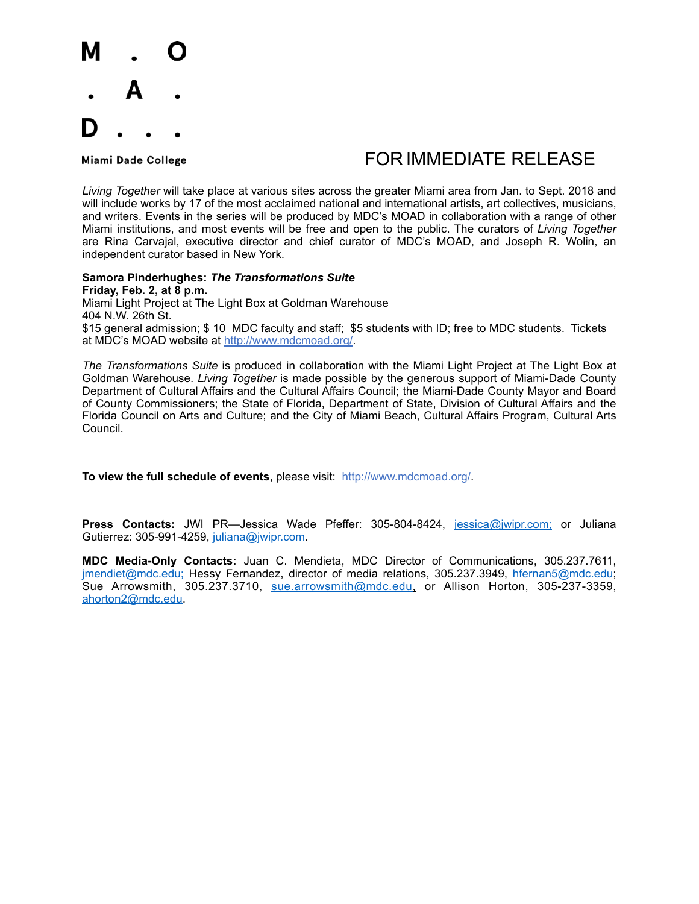M . O
. A .
D . . .

Miami Dade College

FOR IMMEDIATE RELEASE

*Living Together* will take place at various sites across the greater Miami area from Jan. to Sept. 2018 and will include works by 17 of the most acclaimed national and international artists, art collectives, musicians, and writers. Events in the series will be produced by MDC's MOAD in collaboration with a range of other Miami institutions, and most events will be free and open to the public. The curators of *Living Together* are Rina Carvajal, executive director and chief curator of MDC's MOAD, and Joseph R. Wolin, an independent curator based in New York.

**Samora Pinderhughes: *The Transformations Suite***
**Friday, Feb. 2, at 8 p.m.**
Miami Light Project at The Light Box at Goldman Warehouse
404 N.W. 26th St.
$15 general admission; $ 10 MDC faculty and staff; $5 students with ID; free to MDC students. Tickets at MDC's MOAD website at http://www.mdcmoad.org/.

*The Transformations Suite* is produced in collaboration with the Miami Light Project at The Light Box at Goldman Warehouse. *Living Together* is made possible by the generous support of Miami-Dade County Department of Cultural Affairs and the Cultural Affairs Council; the Miami-Dade County Mayor and Board of County Commissioners; the State of Florida, Department of State, Division of Cultural Affairs and the Florida Council on Arts and Culture; and the City of Miami Beach, Cultural Affairs Program, Cultural Arts Council.

**To view the full schedule of events**, please visit: http://www.mdcmoad.org/.

**Press Contacts:** JWI PR—Jessica Wade Pfeffer: 305-804-8424, jessica@jwipr.com; or Juliana Gutierrez: 305-991-4259, juliana@jwipr.com.

**MDC Media-Only Contacts:** Juan C. Mendieta, MDC Director of Communications, 305.237.7611, jmendiet@mdc.edu; Hessy Fernandez, director of media relations, 305.237.3949, hfernan5@mdc.edu; Sue Arrowsmith, 305.237.3710, sue.arrowsmith@mdc.edu, or Allison Horton, 305-237-3359, ahorton2@mdc.edu.